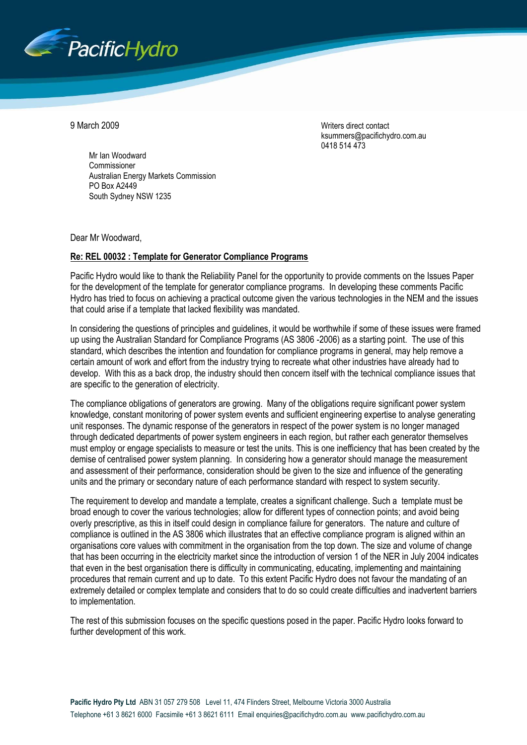9 March 2009

Writers direct contact
ksummers@pacifichydro.com.au
0418 514 473

Mr Ian Woodward
Commissioner
Australian Energy Markets Commission
PO Box A2449
South Sydney NSW 1235

Dear Mr Woodward,

**Re: REL 00032 : Template for Generator Compliance Programs**

Pacific Hydro would like to thank the Reliability Panel for the opportunity to provide comments on the Issues Paper for the development of the template for generator compliance programs. In developing these comments Pacific Hydro has tried to focus on achieving a practical outcome given the various technologies in the NEM and the issues that could arise if a template that lacked flexibility was mandated.

In considering the questions of principles and guidelines, it would be worthwhile if some of these issues were framed up using the Australian Standard for Compliance Programs (AS 3806 -2006) as a starting point. The use of this standard, which describes the intention and foundation for compliance programs in general, may help remove a certain amount of work and effort from the industry trying to recreate what other industries have already had to develop. With this as a back drop, the industry should then concern itself with the technical compliance issues that are specific to the generation of electricity.

The compliance obligations of generators are growing. Many of the obligations require significant power system knowledge, constant monitoring of power system events and sufficient engineering expertise to analyse generating unit responses. The dynamic response of the generators in respect of the power system is no longer managed through dedicated departments of power system engineers in each region, but rather each generator themselves must employ or engage specialists to measure or test the units. This is one inefficiency that has been created by the demise of centralised power system planning. In considering how a generator should manage the measurement and assessment of their performance, consideration should be given to the size and influence of the generating units and the primary or secondary nature of each performance standard with respect to system security.

The requirement to develop and mandate a template, creates a significant challenge. Such a template must be broad enough to cover the various technologies; allow for different types of connection points; and avoid being overly prescriptive, as this in itself could design in compliance failure for generators. The nature and culture of compliance is outlined in the AS 3806 which illustrates that an effective compliance program is aligned within an organisations core values with commitment in the organisation from the top down. The size and volume of change that has been occurring in the electricity market since the introduction of version 1 of the NER in July 2004 indicates that even in the best organisation there is difficulty in communicating, educating, implementing and maintaining procedures that remain current and up to date. To this extent Pacific Hydro does not favour the mandating of an extremely detailed or complex template and considers that to do so could create difficulties and inadvertent barriers to implementation.

The rest of this submission focuses on the specific questions posed in the paper. Pacific Hydro looks forward to further development of this work.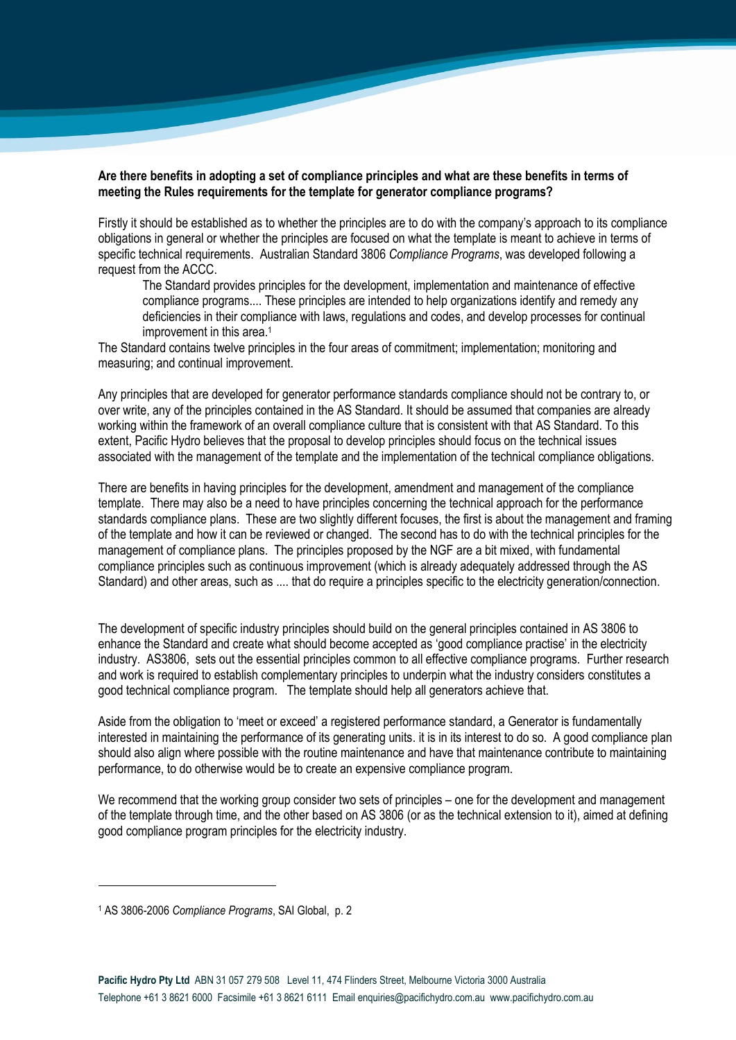**Are there benefits in adopting a set of compliance principles and what are these benefits in terms of meeting the Rules requirements for the template for generator compliance programs?**

Firstly it should be established as to whether the principles are to do with the company's approach to its compliance obligations in general or whether the principles are focused on what the template is meant to achieve in terms of specific technical requirements. Australian Standard 3806 *Compliance Programs*, was developed following a request from the ACCC.

> The Standard provides principles for the development, implementation and maintenance of effective compliance programs.... These principles are intended to help organizations identify and remedy any deficiencies in their compliance with laws, regulations and codes, and develop processes for continual improvement in this area.[1]

The Standard contains twelve principles in the four areas of commitment; implementation; monitoring and measuring; and continual improvement.

Any principles that are developed for generator performance standards compliance should not be contrary to, or over write, any of the principles contained in the AS Standard. It should be assumed that companies are already working within the framework of an overall compliance culture that is consistent with that AS Standard. To this extent, Pacific Hydro believes that the proposal to develop principles should focus on the technical issues associated with the management of the template and the implementation of the technical compliance obligations.

There are benefits in having principles for the development, amendment and management of the compliance template. There may also be a need to have principles concerning the technical approach for the performance standards compliance plans. These are two slightly different focuses, the first is about the management and framing of the template and how it can be reviewed or changed. The second has to do with the technical principles for the management of compliance plans. The principles proposed by the NGF are a bit mixed, with fundamental compliance principles such as continuous improvement (which is already adequately addressed through the AS Standard) and other areas, such as .... that do require a principles specific to the electricity generation/connection.

The development of specific industry principles should build on the general principles contained in AS 3806 to enhance the Standard and create what should become accepted as 'good compliance practise' in the electricity industry. AS3806, sets out the essential principles common to all effective compliance programs. Further research and work is required to establish complementary principles to underpin what the industry considers constitutes a good technical compliance program. The template should help all generators achieve that.

Aside from the obligation to 'meet or exceed' a registered performance standard, a Generator is fundamentally interested in maintaining the performance of its generating units. it is in its interest to do so. A good compliance plan should also align where possible with the routine maintenance and have that maintenance contribute to maintaining performance, to do otherwise would be to create an expensive compliance program.

We recommend that the working group consider two sets of principles – one for the development and management of the template through time, and the other based on AS 3806 (or as the technical extension to it), aimed at defining good compliance program principles for the electricity industry.

---

[1] AS 3806-2006 *Compliance Programs*, SAI Global, p. 2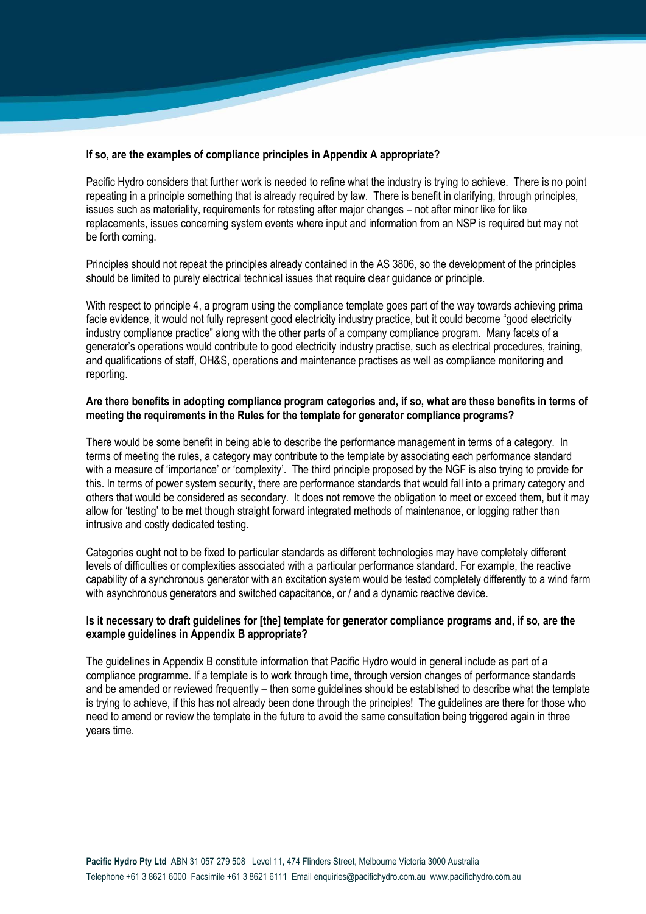**If so, are the examples of compliance principles in Appendix A appropriate?**

Pacific Hydro considers that further work is needed to refine what the industry is trying to achieve. There is no point repeating in a principle something that is already required by law. There is benefit in clarifying, through principles, issues such as materiality, requirements for retesting after major changes – not after minor like for like replacements, issues concerning system events where input and information from an NSP is required but may not be forth coming.

Principles should not repeat the principles already contained in the AS 3806, so the development of the principles should be limited to purely electrical technical issues that require clear guidance or principle.

With respect to principle 4, a program using the compliance template goes part of the way towards achieving prima facie evidence, it would not fully represent good electricity industry practice, but it could become "good electricity industry compliance practice" along with the other parts of a company compliance program. Many facets of a generator's operations would contribute to good electricity industry practise, such as electrical procedures, training, and qualifications of staff, OH&S, operations and maintenance practises as well as compliance monitoring and reporting.

**Are there benefits in adopting compliance program categories and, if so, what are these benefits in terms of meeting the requirements in the Rules for the template for generator compliance programs?**

There would be some benefit in being able to describe the performance management in terms of a category. In terms of meeting the rules, a category may contribute to the template by associating each performance standard with a measure of 'importance' or 'complexity'. The third principle proposed by the NGF is also trying to provide for this. In terms of power system security, there are performance standards that would fall into a primary category and others that would be considered as secondary. It does not remove the obligation to meet or exceed them, but it may allow for 'testing' to be met though straight forward integrated methods of maintenance, or logging rather than intrusive and costly dedicated testing.

Categories ought not to be fixed to particular standards as different technologies may have completely different levels of difficulties or complexities associated with a particular performance standard. For example, the reactive capability of a synchronous generator with an excitation system would be tested completely differently to a wind farm with asynchronous generators and switched capacitance, or / and a dynamic reactive device.

**Is it necessary to draft guidelines for [the] template for generator compliance programs and, if so, are the example guidelines in Appendix B appropriate?**

The guidelines in Appendix B constitute information that Pacific Hydro would in general include as part of a compliance programme. If a template is to work through time, through version changes of performance standards and be amended or reviewed frequently – then some guidelines should be established to describe what the template is trying to achieve, if this has not already been done through the principles! The guidelines are there for those who need to amend or review the template in the future to avoid the same consultation being triggered again in three years time.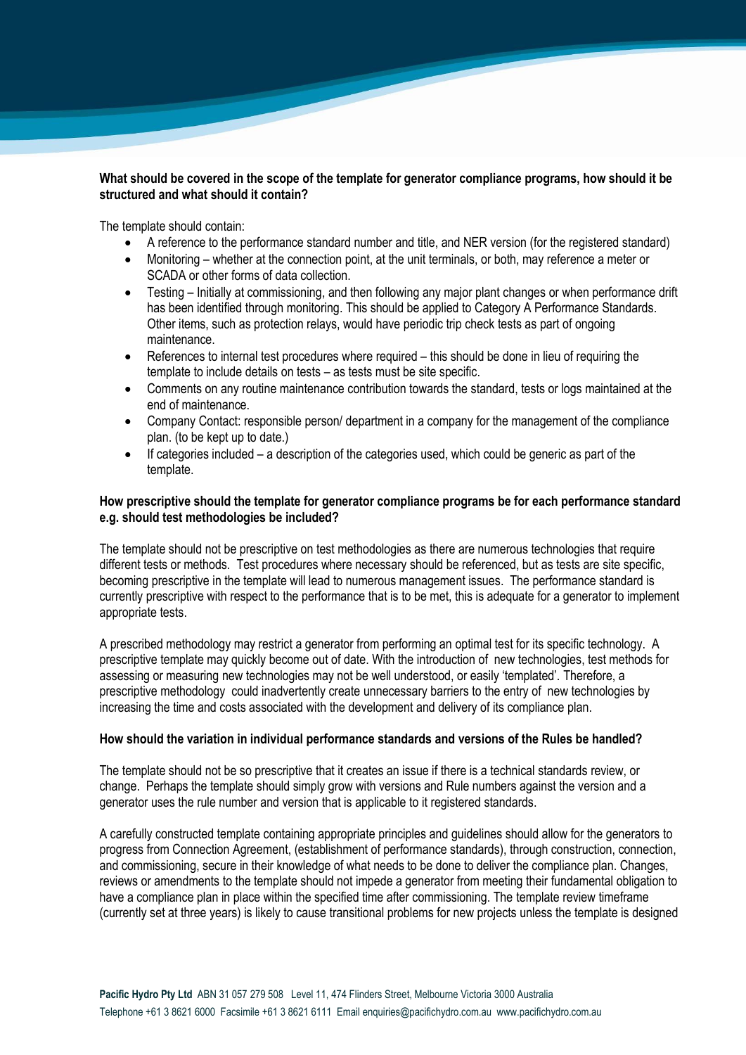**What should be covered in the scope of the template for generator compliance programs, how should it be structured and what should it contain?**

The template should contain:

- A reference to the performance standard number and title, and NER version (for the registered standard)
- Monitoring – whether at the connection point, at the unit terminals, or both, may reference a meter or SCADA or other forms of data collection.
- Testing – Initially at commissioning, and then following any major plant changes or when performance drift has been identified through monitoring. This should be applied to Category A Performance Standards. Other items, such as protection relays, would have periodic trip check tests as part of ongoing maintenance.
- References to internal test procedures where required – this should be done in lieu of requiring the template to include details on tests – as tests must be site specific.
- Comments on any routine maintenance contribution towards the standard, tests or logs maintained at the end of maintenance.
- Company Contact: responsible person/ department in a company for the management of the compliance plan. (to be kept up to date.)
- If categories included – a description of the categories used, which could be generic as part of the template.

**How prescriptive should the template for generator compliance programs be for each performance standard e.g. should test methodologies be included?**

The template should not be prescriptive on test methodologies as there are numerous technologies that require different tests or methods. Test procedures where necessary should be referenced, but as tests are site specific, becoming prescriptive in the template will lead to numerous management issues. The performance standard is currently prescriptive with respect to the performance that is to be met, this is adequate for a generator to implement appropriate tests.

A prescribed methodology may restrict a generator from performing an optimal test for its specific technology. A prescriptive template may quickly become out of date. With the introduction of new technologies, test methods for assessing or measuring new technologies may not be well understood, or easily 'templated'. Therefore, a prescriptive methodology could inadvertently create unnecessary barriers to the entry of new technologies by increasing the time and costs associated with the development and delivery of its compliance plan.

**How should the variation in individual performance standards and versions of the Rules be handled?**

The template should not be so prescriptive that it creates an issue if there is a technical standards review, or change. Perhaps the template should simply grow with versions and Rule numbers against the version and a generator uses the rule number and version that is applicable to it registered standards.

A carefully constructed template containing appropriate principles and guidelines should allow for the generators to progress from Connection Agreement, (establishment of performance standards), through construction, connection, and commissioning, secure in their knowledge of what needs to be done to deliver the compliance plan. Changes, reviews or amendments to the template should not impede a generator from meeting their fundamental obligation to have a compliance plan in place within the specified time after commissioning. The template review timeframe (currently set at three years) is likely to cause transitional problems for new projects unless the template is designed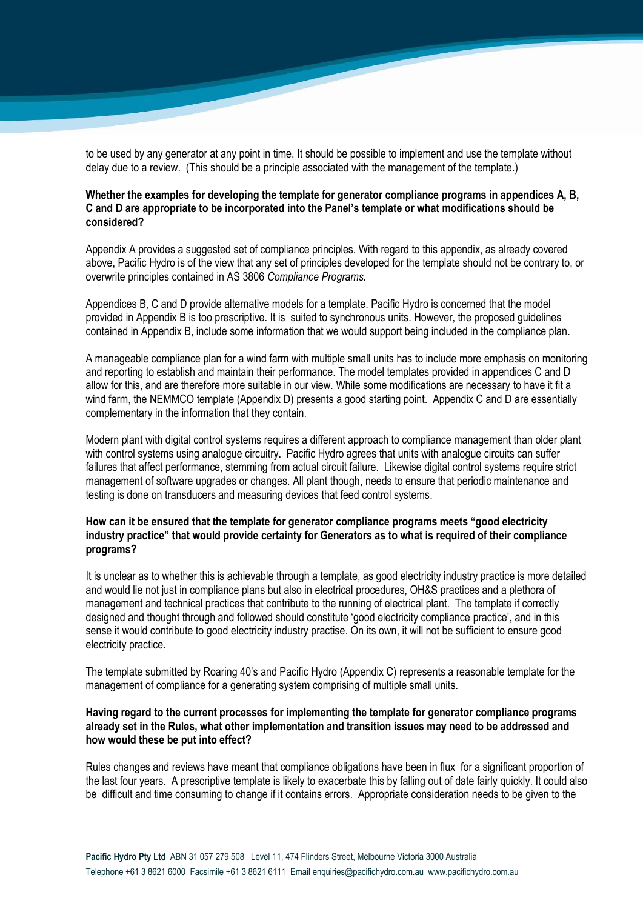to be used by any generator at any point in time. It should be possible to implement and use the template without delay due to a review. (This should be a principle associated with the management of the template.)

**Whether the examples for developing the template for generator compliance programs in appendices A, B, C and D are appropriate to be incorporated into the Panel's template or what modifications should be considered?**

Appendix A provides a suggested set of compliance principles. With regard to this appendix, as already covered above, Pacific Hydro is of the view that any set of principles developed for the template should not be contrary to, or overwrite principles contained in AS 3806 *Compliance Programs.*

Appendices B, C and D provide alternative models for a template. Pacific Hydro is concerned that the model provided in Appendix B is too prescriptive. It is suited to synchronous units. However, the proposed guidelines contained in Appendix B, include some information that we would support being included in the compliance plan.

A manageable compliance plan for a wind farm with multiple small units has to include more emphasis on monitoring and reporting to establish and maintain their performance. The model templates provided in appendices C and D allow for this, and are therefore more suitable in our view. While some modifications are necessary to have it fit a wind farm, the NEMMCO template (Appendix D) presents a good starting point. Appendix C and D are essentially complementary in the information that they contain.

Modern plant with digital control systems requires a different approach to compliance management than older plant with control systems using analogue circuitry. Pacific Hydro agrees that units with analogue circuits can suffer failures that affect performance, stemming from actual circuit failure. Likewise digital control systems require strict management of software upgrades or changes. All plant though, needs to ensure that periodic maintenance and testing is done on transducers and measuring devices that feed control systems.

**How can it be ensured that the template for generator compliance programs meets "good electricity industry practice" that would provide certainty for Generators as to what is required of their compliance programs?**

It is unclear as to whether this is achievable through a template, as good electricity industry practice is more detailed and would lie not just in compliance plans but also in electrical procedures, OH&S practices and a plethora of management and technical practices that contribute to the running of electrical plant. The template if correctly designed and thought through and followed should constitute 'good electricity compliance practice', and in this sense it would contribute to good electricity industry practise. On its own, it will not be sufficient to ensure good electricity practice.

The template submitted by Roaring 40's and Pacific Hydro (Appendix C) represents a reasonable template for the management of compliance for a generating system comprising of multiple small units.

**Having regard to the current processes for implementing the template for generator compliance programs already set in the Rules, what other implementation and transition issues may need to be addressed and how would these be put into effect?**

Rules changes and reviews have meant that compliance obligations have been in flux for a significant proportion of the last four years. A prescriptive template is likely to exacerbate this by falling out of date fairly quickly. It could also be difficult and time consuming to change if it contains errors. Appropriate consideration needs to be given to the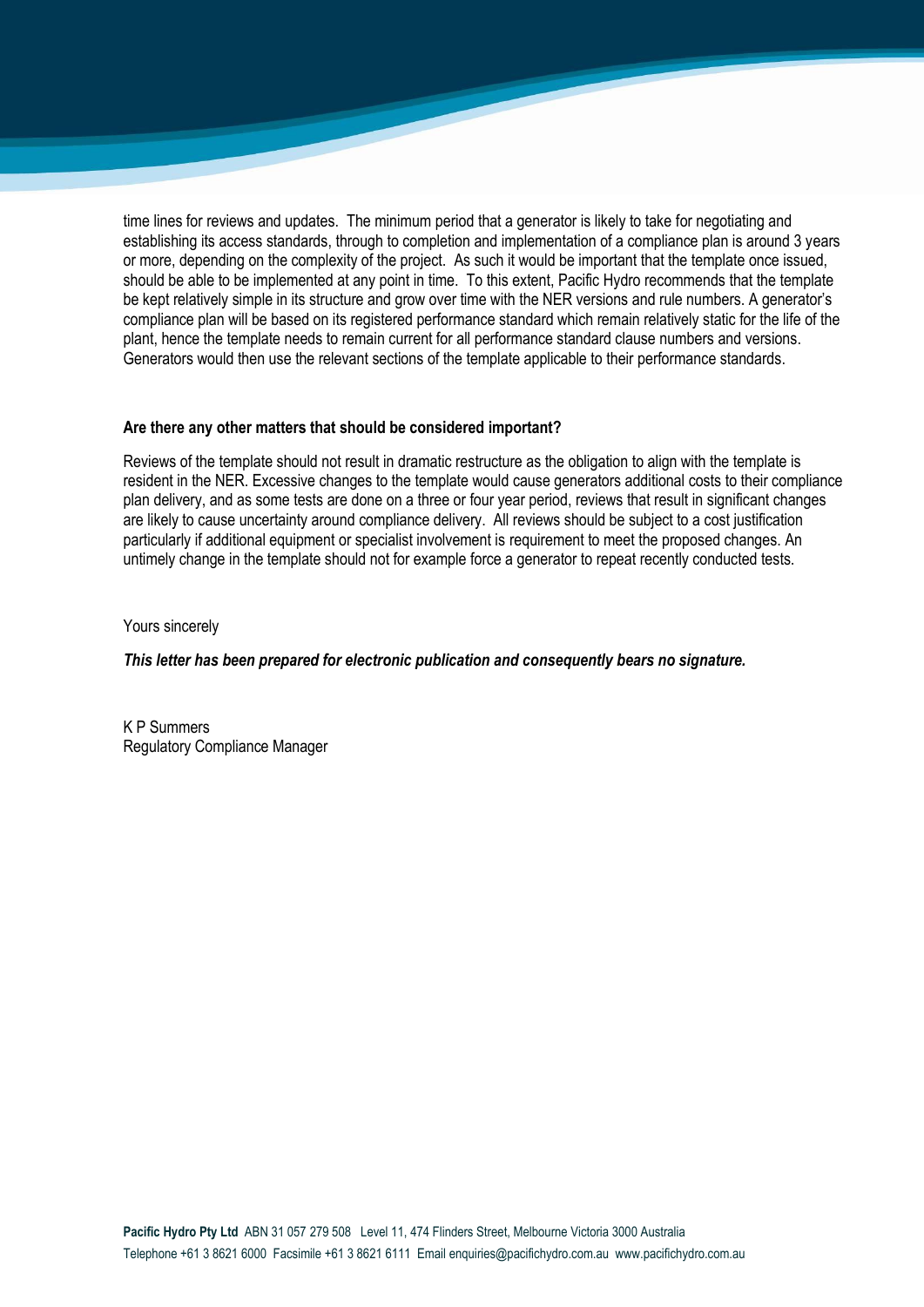time lines for reviews and updates. The minimum period that a generator is likely to take for negotiating and establishing its access standards, through to completion and implementation of a compliance plan is around 3 years or more, depending on the complexity of the project. As such it would be important that the template once issued, should be able to be implemented at any point in time. To this extent, Pacific Hydro recommends that the template be kept relatively simple in its structure and grow over time with the NER versions and rule numbers. A generator's compliance plan will be based on its registered performance standard which remain relatively static for the life of the plant, hence the template needs to remain current for all performance standard clause numbers and versions. Generators would then use the relevant sections of the template applicable to their performance standards.

**Are there any other matters that should be considered important?**

Reviews of the template should not result in dramatic restructure as the obligation to align with the template is resident in the NER. Excessive changes to the template would cause generators additional costs to their compliance plan delivery, and as some tests are done on a three or four year period, reviews that result in significant changes are likely to cause uncertainty around compliance delivery. All reviews should be subject to a cost justification particularly if additional equipment or specialist involvement is requirement to meet the proposed changes. An untimely change in the template should not for example force a generator to repeat recently conducted tests.

Yours sincerely

***This letter has been prepared for electronic publication and consequently bears no signature.***

K P Summers
Regulatory Compliance Manager

**Pacific Hydro Pty Ltd** ABN 31 057 279 508 Level 11, 474 Flinders Street, Melbourne Victoria 3000 Australia
Telephone +61 3 8621 6000 Facsimile +61 3 8621 6111 Email enquiries@pacifichydro.com.au www.pacifichydro.com.au